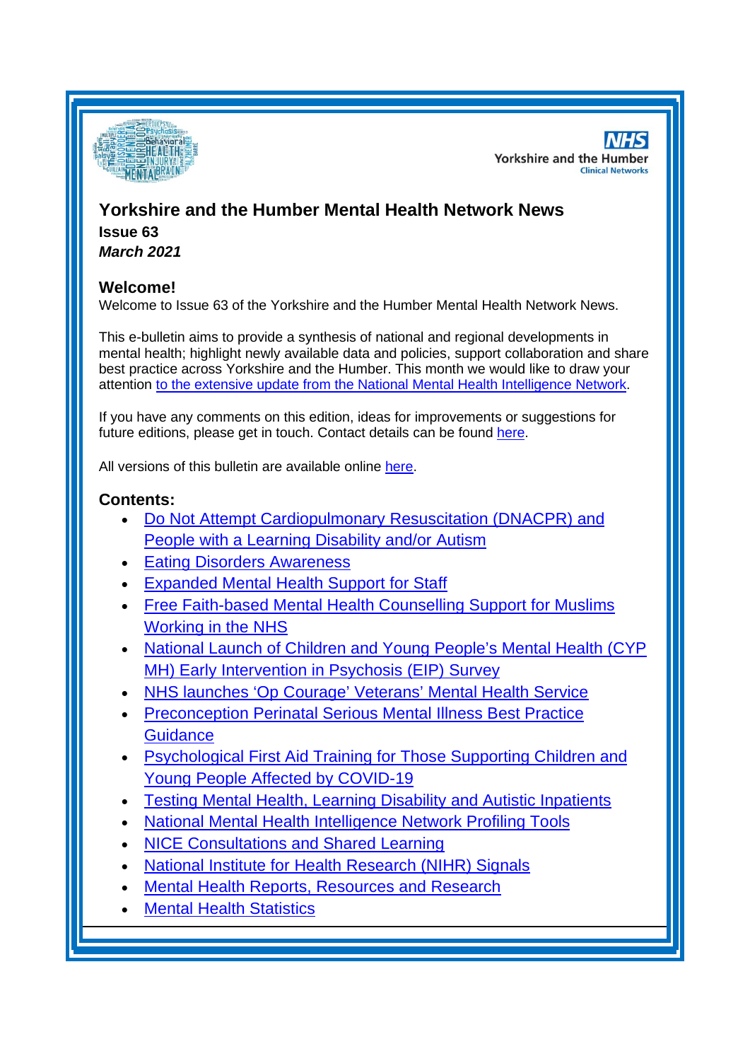# Yorkshire and the Humber Mental Health Network News

**Issue 63**

***March 2021***

## Welcome!

Welcome to Issue 63 of the Yorkshire and the Humber Mental Health Network News.

This e-bulletin aims to provide a synthesis of national and regional developments in mental health; highlight newly available data and policies, support collaboration and share best practice across Yorkshire and the Humber. This month we would like to draw your attention to the extensive update from the National Mental Health Intelligence Network.

If you have any comments on this edition, ideas for improvements or suggestions for future editions, please get in touch. Contact details can be found here.

All versions of this bulletin are available online here.

## Contents:

- Do Not Attempt Cardiopulmonary Resuscitation (DNACPR) and People with a Learning Disability and/or Autism
- Eating Disorders Awareness
- Expanded Mental Health Support for Staff
- Free Faith-based Mental Health Counselling Support for Muslims Working in the NHS
- National Launch of Children and Young People's Mental Health (CYP MH) Early Intervention in Psychosis (EIP) Survey
- NHS launches 'Op Courage' Veterans' Mental Health Service
- Preconception Perinatal Serious Mental Illness Best Practice Guidance
- Psychological First Aid Training for Those Supporting Children and Young People Affected by COVID-19
- Testing Mental Health, Learning Disability and Autistic Inpatients
- National Mental Health Intelligence Network Profiling Tools
- NICE Consultations and Shared Learning
- National Institute for Health Research (NIHR) Signals
- Mental Health Reports, Resources and Research
- Mental Health Statistics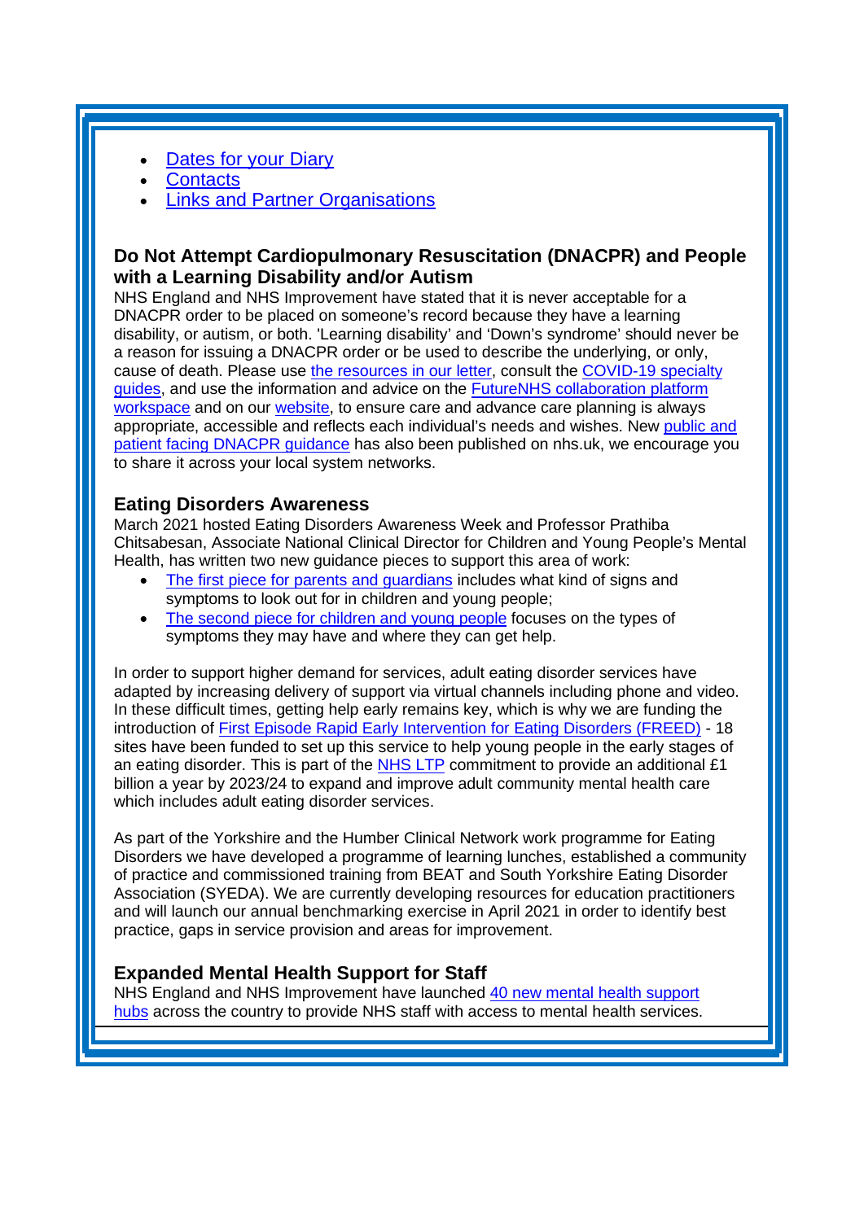- [Dates for your Diary]
- [Contacts]
- [Links and Partner Organisations]

## Do Not Attempt Cardiopulmonary Resuscitation (DNACPR) and People with a Learning Disability and/or Autism

NHS England and NHS Improvement have stated that it is never acceptable for a DNACPR order to be placed on someone's record because they have a learning disability, or autism, or both. 'Learning disability' and 'Down's syndrome' should never be a reason for issuing a DNACPR order or be used to describe the underlying, or only, cause of death. Please use the resources in our letter, consult the COVID-19 specialty guides, and use the information and advice on the FutureNHS collaboration platform workspace and on our website, to ensure care and advance care planning is always appropriate, accessible and reflects each individual's needs and wishes. New public and patient facing DNACPR guidance has also been published on nhs.uk, we encourage you to share it across your local system networks.

## Eating Disorders Awareness

March 2021 hosted Eating Disorders Awareness Week and Professor Prathiba Chitsabesan, Associate National Clinical Director for Children and Young People's Mental Health, has written two new guidance pieces to support this area of work:

- The first piece for parents and guardians includes what kind of signs and symptoms to look out for in children and young people;
- The second piece for children and young people focuses on the types of symptoms they may have and where they can get help.

In order to support higher demand for services, adult eating disorder services have adapted by increasing delivery of support via virtual channels including phone and video. In these difficult times, getting help early remains key, which is why we are funding the introduction of First Episode Rapid Early Intervention for Eating Disorders (FREED) - 18 sites have been funded to set up this service to help young people in the early stages of an eating disorder. This is part of the NHS LTP commitment to provide an additional £1 billion a year by 2023/24 to expand and improve adult community mental health care which includes adult eating disorder services.

As part of the Yorkshire and the Humber Clinical Network work programme for Eating Disorders we have developed a programme of learning lunches, established a community of practice and commissioned training from BEAT and South Yorkshire Eating Disorder Association (SYEDA). We are currently developing resources for education practitioners and will launch our annual benchmarking exercise in April 2021 in order to identify best practice, gaps in service provision and areas for improvement.

## Expanded Mental Health Support for Staff

NHS England and NHS Improvement have launched 40 new mental health support hubs across the country to provide NHS staff with access to mental health services.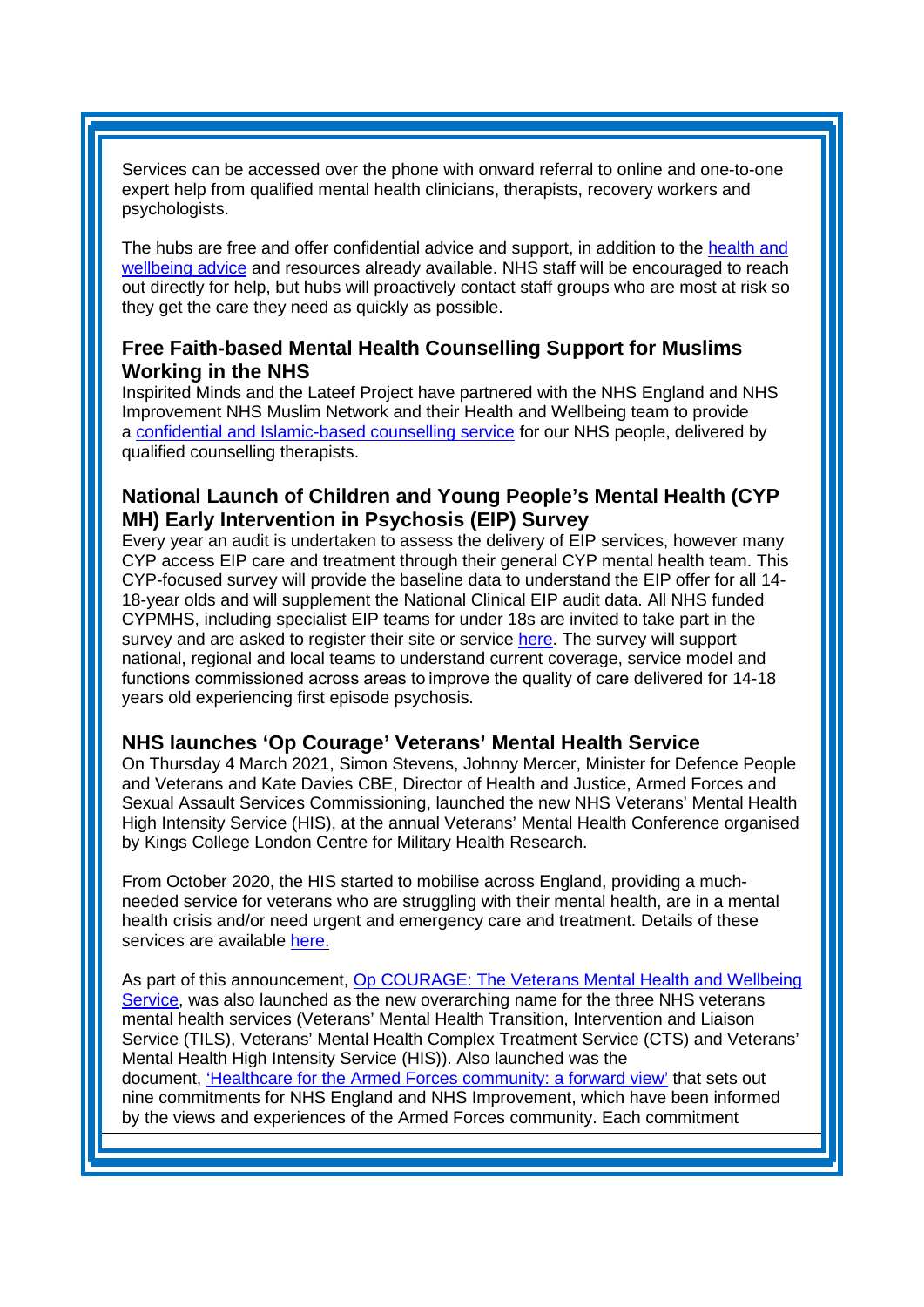Services can be accessed over the phone with onward referral to online and one-to-one expert help from qualified mental health clinicians, therapists, recovery workers and psychologists.

The hubs are free and offer confidential advice and support, in addition to the health and wellbeing advice and resources already available. NHS staff will be encouraged to reach out directly for help, but hubs will proactively contact staff groups who are most at risk so they get the care they need as quickly as possible.

### Free Faith-based Mental Health Counselling Support for Muslims Working in the NHS

Inspirited Minds and the Lateef Project have partnered with the NHS England and NHS Improvement NHS Muslim Network and their Health and Wellbeing team to provide a confidential and Islamic-based counselling service for our NHS people, delivered by qualified counselling therapists.

### National Launch of Children and Young People's Mental Health (CYP MH) Early Intervention in Psychosis (EIP) Survey

Every year an audit is undertaken to assess the delivery of EIP services, however many CYP access EIP care and treatment through their general CYP mental health team. This CYP-focused survey will provide the baseline data to understand the EIP offer for all 14-18-year olds and will supplement the National Clinical EIP audit data. All NHS funded CYPMHS, including specialist EIP teams for under 18s are invited to take part in the survey and are asked to register their site or service here. The survey will support national, regional and local teams to understand current coverage, service model and functions commissioned across areas to improve the quality of care delivered for 14-18 years old experiencing first episode psychosis.

### NHS launches 'Op Courage' Veterans' Mental Health Service

On Thursday 4 March 2021, Simon Stevens, Johnny Mercer, Minister for Defence People and Veterans and Kate Davies CBE, Director of Health and Justice, Armed Forces and Sexual Assault Services Commissioning, launched the new NHS Veterans' Mental Health High Intensity Service (HIS), at the annual Veterans' Mental Health Conference organised by Kings College London Centre for Military Health Research.

From October 2020, the HIS started to mobilise across England, providing a much-needed service for veterans who are struggling with their mental health, are in a mental health crisis and/or need urgent and emergency care and treatment. Details of these services are available here.

As part of this announcement, Op COURAGE: The Veterans Mental Health and Wellbeing Service, was also launched as the new overarching name for the three NHS veterans mental health services (Veterans' Mental Health Transition, Intervention and Liaison Service (TILS), Veterans' Mental Health Complex Treatment Service (CTS) and Veterans' Mental Health High Intensity Service (HIS)). Also launched was the document, 'Healthcare for the Armed Forces community: a forward view' that sets out nine commitments for NHS England and NHS Improvement, which have been informed by the views and experiences of the Armed Forces community. Each commitment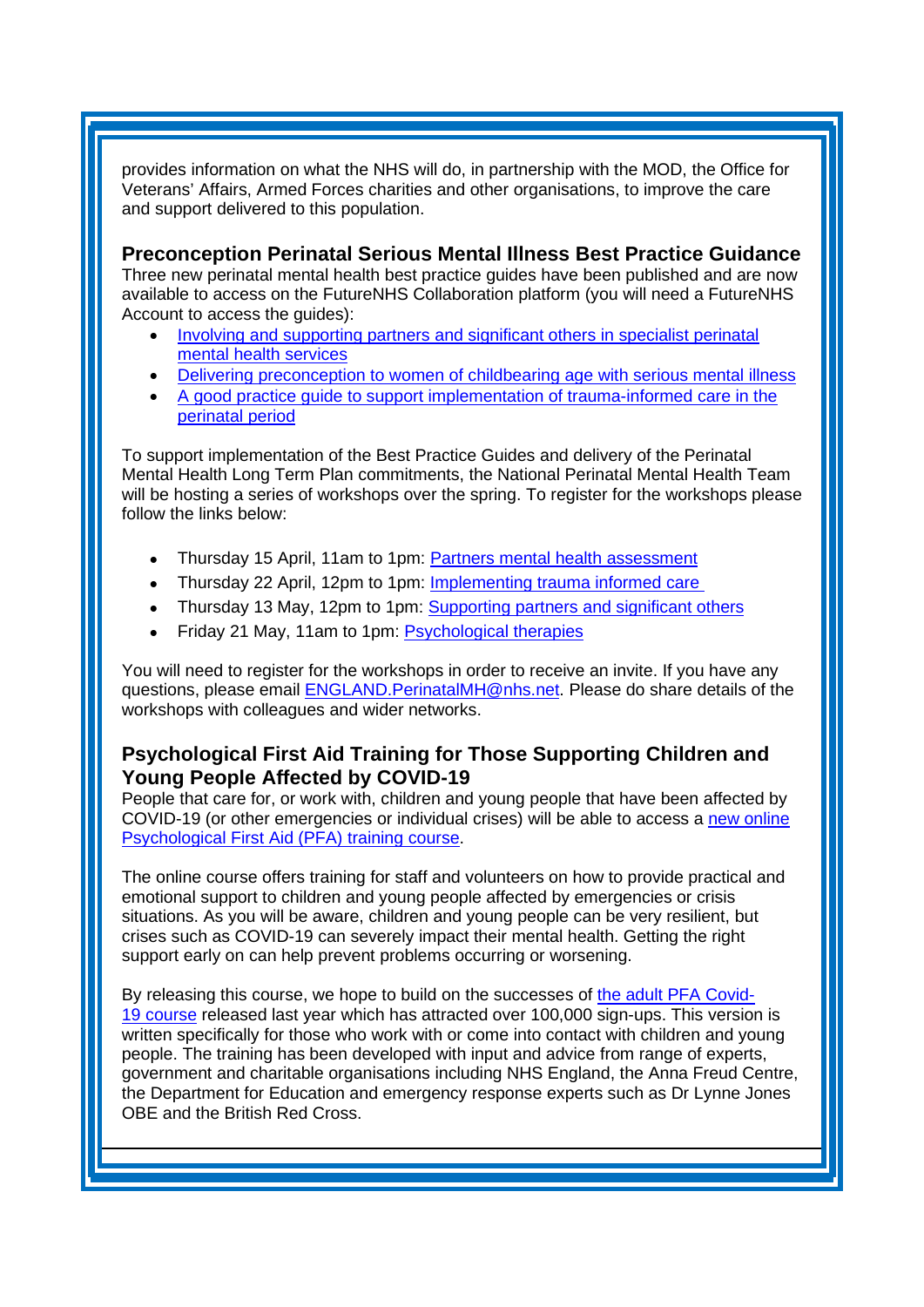provides information on what the NHS will do, in partnership with the MOD, the Office for Veterans' Affairs, Armed Forces charities and other organisations, to improve the care and support delivered to this population.

## Preconception Perinatal Serious Mental Illness Best Practice Guidance

Three new perinatal mental health best practice guides have been published and are now available to access on the FutureNHS Collaboration platform (you will need a FutureNHS Account to access the guides):

- Involving and supporting partners and significant others in specialist perinatal mental health services
- Delivering preconception to women of childbearing age with serious mental illness
- A good practice guide to support implementation of trauma-informed care in the perinatal period

To support implementation of the Best Practice Guides and delivery of the Perinatal Mental Health Long Term Plan commitments, the National Perinatal Mental Health Team will be hosting a series of workshops over the spring. To register for the workshops please follow the links below:

- Thursday 15 April, 11am to 1pm: Partners mental health assessment
- Thursday 22 April, 12pm to 1pm: Implementing trauma informed care
- Thursday 13 May, 12pm to 1pm: Supporting partners and significant others
- Friday 21 May, 11am to 1pm: Psychological therapies

You will need to register for the workshops in order to receive an invite. If you have any questions, please email ENGLAND.PerinatalMH@nhs.net. Please do share details of the workshops with colleagues and wider networks.

## Psychological First Aid Training for Those Supporting Children and Young People Affected by COVID-19

People that care for, or work with, children and young people that have been affected by COVID-19 (or other emergencies or individual crises) will be able to access a new online Psychological First Aid (PFA) training course.

The online course offers training for staff and volunteers on how to provide practical and emotional support to children and young people affected by emergencies or crisis situations. As you will be aware, children and young people can be very resilient, but crises such as COVID-19 can severely impact their mental health. Getting the right support early on can help prevent problems occurring or worsening.

By releasing this course, we hope to build on the successes of the adult PFA Covid-19 course released last year which has attracted over 100,000 sign-ups. This version is written specifically for those who work with or come into contact with children and young people. The training has been developed with input and advice from range of experts, government and charitable organisations including NHS England, the Anna Freud Centre, the Department for Education and emergency response experts such as Dr Lynne Jones OBE and the British Red Cross.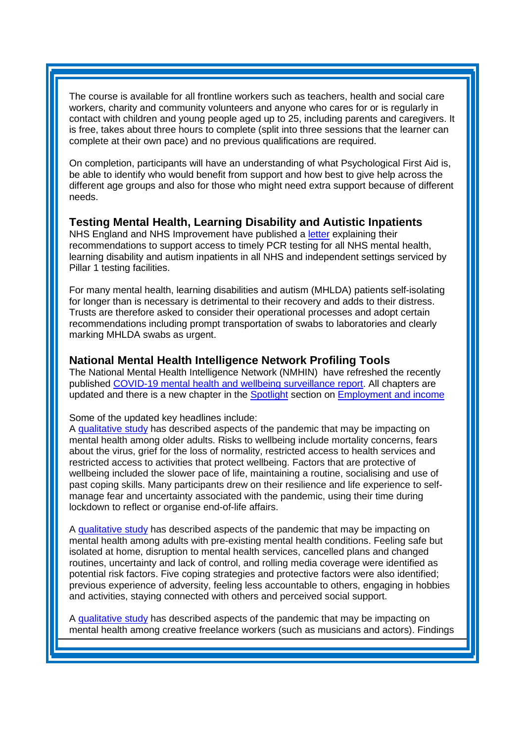The course is available for all frontline workers such as teachers, health and social care workers, charity and community volunteers and anyone who cares for or is regularly in contact with children and young people aged up to 25, including parents and caregivers. It is free, takes about three hours to complete (split into three sessions that the learner can complete at their own pace) and no previous qualifications are required.

On completion, participants will have an understanding of what Psychological First Aid is, be able to identify who would benefit from support and how best to give help across the different age groups and also for those who might need extra support because of different needs.

### Testing Mental Health, Learning Disability and Autistic Inpatients

NHS England and NHS Improvement have published a letter explaining their recommendations to support access to timely PCR testing for all NHS mental health, learning disability and autism inpatients in all NHS and independent settings serviced by Pillar 1 testing facilities.

For many mental health, learning disabilities and autism (MHLDA) patients self-isolating for longer than is necessary is detrimental to their recovery and adds to their distress. Trusts are therefore asked to consider their operational processes and adopt certain recommendations including prompt transportation of swabs to laboratories and clearly marking MHLDA swabs as urgent.

### National Mental Health Intelligence Network Profiling Tools

The National Mental Health Intelligence Network (NMHIN) have refreshed the recently published COVID-19 mental health and wellbeing surveillance report. All chapters are updated and there is a new chapter in the Spotlight section on Employment and income

Some of the updated key headlines include:
A qualitative study has described aspects of the pandemic that may be impacting on mental health among older adults. Risks to wellbeing include mortality concerns, fears about the virus, grief for the loss of normality, restricted access to health services and restricted access to activities that protect wellbeing. Factors that are protective of wellbeing included the slower pace of life, maintaining a routine, socialising and use of past coping skills. Many participants drew on their resilience and life experience to self-manage fear and uncertainty associated with the pandemic, using their time during lockdown to reflect or organise end-of-life affairs.

A qualitative study has described aspects of the pandemic that may be impacting on mental health among adults with pre-existing mental health conditions. Feeling safe but isolated at home, disruption to mental health services, cancelled plans and changed routines, uncertainty and lack of control, and rolling media coverage were identified as potential risk factors. Five coping strategies and protective factors were also identified; previous experience of adversity, feeling less accountable to others, engaging in hobbies and activities, staying connected with others and perceived social support.

A qualitative study has described aspects of the pandemic that may be impacting on mental health among creative freelance workers (such as musicians and actors). Findings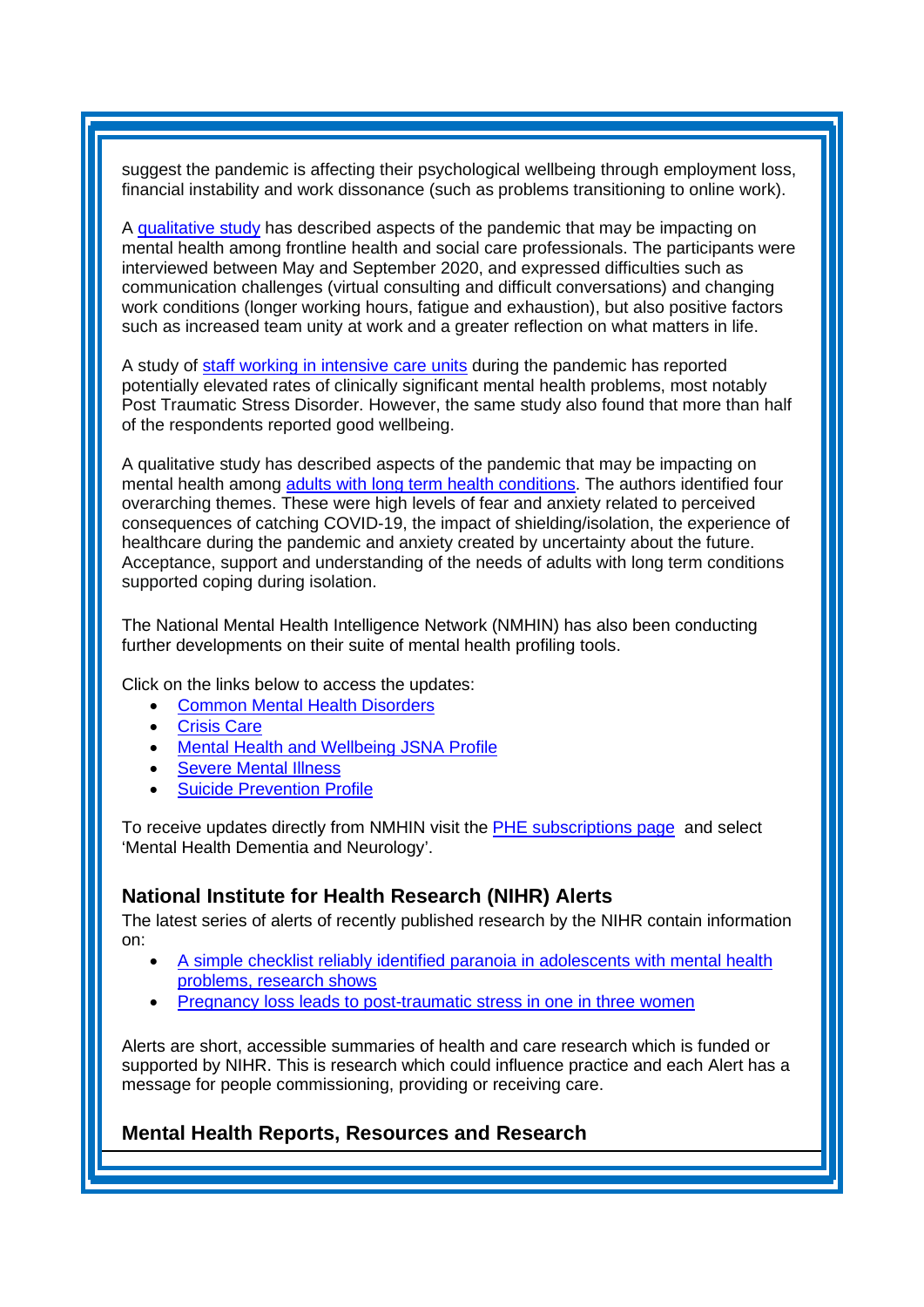suggest the pandemic is affecting their psychological wellbeing through employment loss, financial instability and work dissonance (such as problems transitioning to online work).

A qualitative study has described aspects of the pandemic that may be impacting on mental health among frontline health and social care professionals. The participants were interviewed between May and September 2020, and expressed difficulties such as communication challenges (virtual consulting and difficult conversations) and changing work conditions (longer working hours, fatigue and exhaustion), but also positive factors such as increased team unity at work and a greater reflection on what matters in life.

A study of staff working in intensive care units during the pandemic has reported potentially elevated rates of clinically significant mental health problems, most notably Post Traumatic Stress Disorder. However, the same study also found that more than half of the respondents reported good wellbeing.

A qualitative study has described aspects of the pandemic that may be impacting on mental health among adults with long term health conditions. The authors identified four overarching themes. These were high levels of fear and anxiety related to perceived consequences of catching COVID-19, the impact of shielding/isolation, the experience of healthcare during the pandemic and anxiety created by uncertainty about the future. Acceptance, support and understanding of the needs of adults with long term conditions supported coping during isolation.

The National Mental Health Intelligence Network (NMHIN) has also been conducting further developments on their suite of mental health profiling tools.

Click on the links below to access the updates:

- Common Mental Health Disorders
- Crisis Care
- Mental Health and Wellbeing JSNA Profile
- Severe Mental Illness
- Suicide Prevention Profile

To receive updates directly from NMHIN visit the PHE subscriptions page and select 'Mental Health Dementia and Neurology'.

## National Institute for Health Research (NIHR) Alerts

The latest series of alerts of recently published research by the NIHR contain information on:

- A simple checklist reliably identified paranoia in adolescents with mental health problems, research shows
- Pregnancy loss leads to post-traumatic stress in one in three women

Alerts are short, accessible summaries of health and care research which is funded or supported by NIHR. This is research which could influence practice and each Alert has a message for people commissioning, providing or receiving care.

## Mental Health Reports, Resources and Research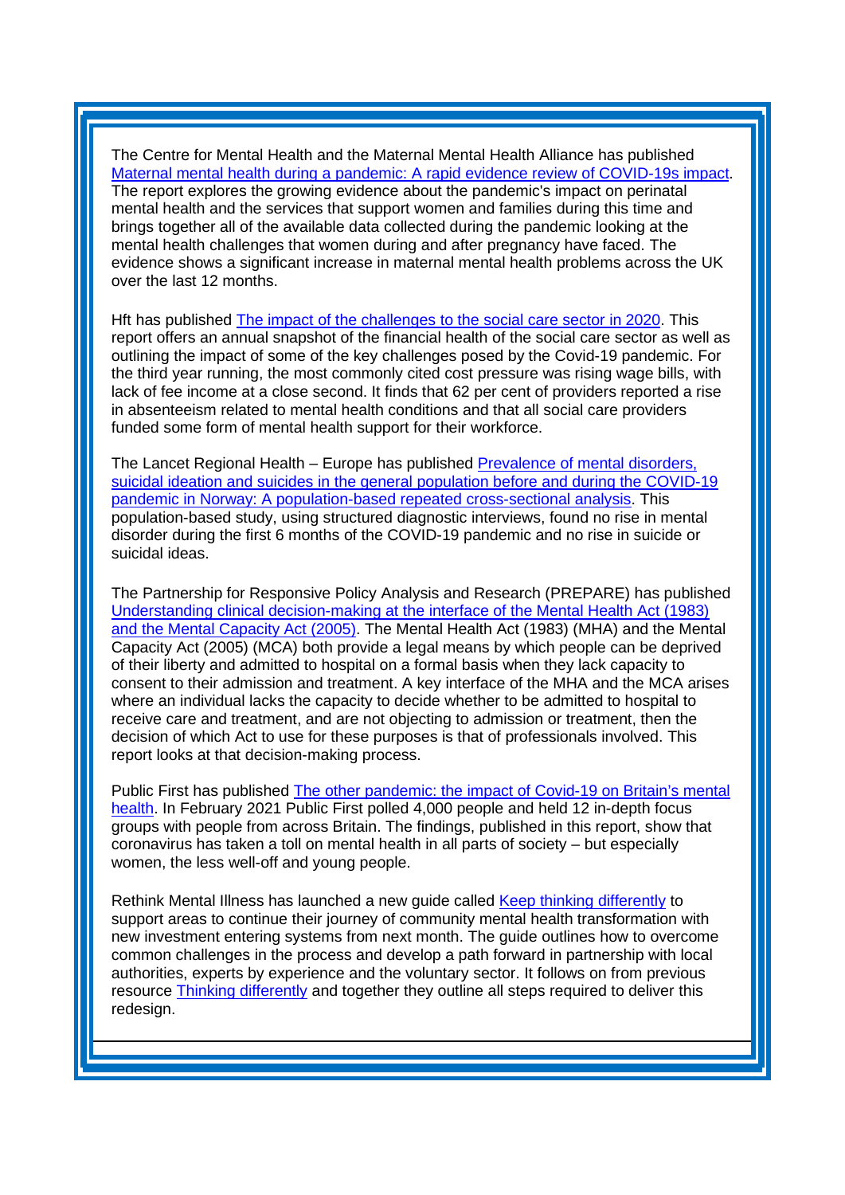The Centre for Mental Health and the Maternal Mental Health Alliance has published Maternal mental health during a pandemic: A rapid evidence review of COVID-19s impact. The report explores the growing evidence about the pandemic's impact on perinatal mental health and the services that support women and families during this time and brings together all of the available data collected during the pandemic looking at the mental health challenges that women during and after pregnancy have faced. The evidence shows a significant increase in maternal mental health problems across the UK over the last 12 months.

Hft has published The impact of the challenges to the social care sector in 2020. This report offers an annual snapshot of the financial health of the social care sector as well as outlining the impact of some of the key challenges posed by the Covid-19 pandemic. For the third year running, the most commonly cited cost pressure was rising wage bills, with lack of fee income at a close second. It finds that 62 per cent of providers reported a rise in absenteeism related to mental health conditions and that all social care providers funded some form of mental health support for their workforce.

The Lancet Regional Health – Europe has published Prevalence of mental disorders, suicidal ideation and suicides in the general population before and during the COVID-19 pandemic in Norway: A population-based repeated cross-sectional analysis. This population-based study, using structured diagnostic interviews, found no rise in mental disorder during the first 6 months of the COVID-19 pandemic and no rise in suicide or suicidal ideas.

The Partnership for Responsive Policy Analysis and Research (PREPARE) has published Understanding clinical decision-making at the interface of the Mental Health Act (1983) and the Mental Capacity Act (2005). The Mental Health Act (1983) (MHA) and the Mental Capacity Act (2005) (MCA) both provide a legal means by which people can be deprived of their liberty and admitted to hospital on a formal basis when they lack capacity to consent to their admission and treatment. A key interface of the MHA and the MCA arises where an individual lacks the capacity to decide whether to be admitted to hospital to receive care and treatment, and are not objecting to admission or treatment, then the decision of which Act to use for these purposes is that of professionals involved. This report looks at that decision-making process.

Public First has published The other pandemic: the impact of Covid-19 on Britain's mental health. In February 2021 Public First polled 4,000 people and held 12 in-depth focus groups with people from across Britain. The findings, published in this report, show that coronavirus has taken a toll on mental health in all parts of society – but especially women, the less well-off and young people.

Rethink Mental Illness has launched a new guide called Keep thinking differently to support areas to continue their journey of community mental health transformation with new investment entering systems from next month. The guide outlines how to overcome common challenges in the process and develop a path forward in partnership with local authorities, experts by experience and the voluntary sector. It follows on from previous resource Thinking differently and together they outline all steps required to deliver this redesign.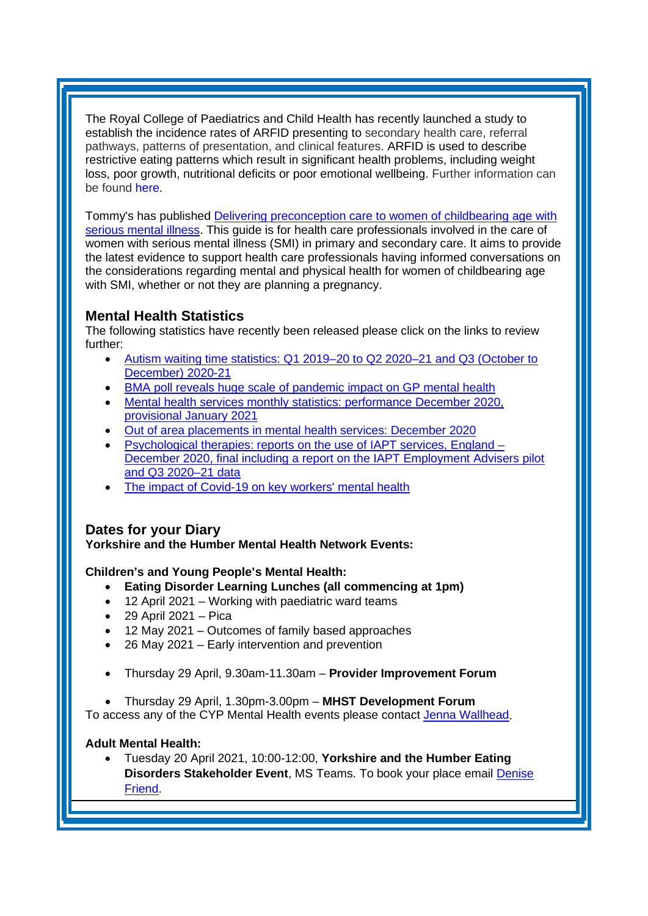The Royal College of Paediatrics and Child Health has recently launched a study to establish the incidence rates of ARFID presenting to secondary health care, referral pathways, patterns of presentation, and clinical features. ARFID is used to describe restrictive eating patterns which result in significant health problems, including weight loss, poor growth, nutritional deficits or poor emotional wellbeing. Further information can be found here.

Tommy's has published Delivering preconception care to women of childbearing age with serious mental illness. This guide is for health care professionals involved in the care of women with serious mental illness (SMI) in primary and secondary care. It aims to provide the latest evidence to support health care professionals having informed conversations on the considerations regarding mental and physical health for women of childbearing age with SMI, whether or not they are planning a pregnancy.

### Mental Health Statistics

The following statistics have recently been released please click on the links to review further:

- Autism waiting time statistics: Q1 2019–20 to Q2 2020–21 and Q3 (October to December) 2020-21
- BMA poll reveals huge scale of pandemic impact on GP mental health
- Mental health services monthly statistics: performance December 2020, provisional January 2021
- Out of area placements in mental health services: December 2020
- Psychological therapies: reports on the use of IAPT services, England – December 2020, final including a report on the IAPT Employment Advisers pilot and Q3 2020–21 data
- The impact of Covid-19 on key workers' mental health

### Dates for your Diary

**Yorkshire and the Humber Mental Health Network Events:**

**Children's and Young People's Mental Health:**

- **Eating Disorder Learning Lunches (all commencing at 1pm)**
- 12 April 2021 – Working with paediatric ward teams
- 29 April 2021 – Pica
- 12 May 2021 – Outcomes of family based approaches
- 26 May 2021 – Early intervention and prevention

- Thursday 29 April, 9.30am-11.30am – **Provider Improvement Forum**

- Thursday 29 April, 1.30pm-3.00pm – **MHST Development Forum**

To access any of the CYP Mental Health events please contact Jenna Wallhead.

**Adult Mental Health:**

- Tuesday 20 April 2021, 10:00-12:00, **Yorkshire and the Humber Eating Disorders Stakeholder Event**, MS Teams. To book your place email Denise Friend.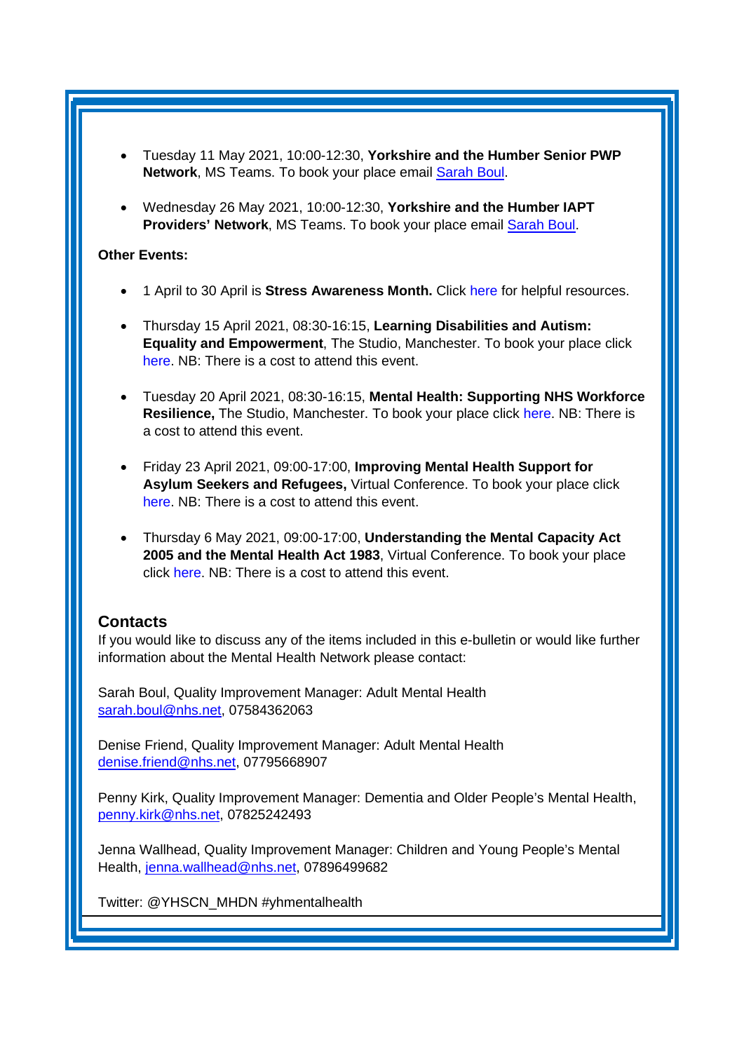- Tuesday 11 May 2021, 10:00-12:30, **Yorkshire and the Humber Senior PWP Network**, MS Teams. To book your place email Sarah Boul.

- Wednesday 26 May 2021, 10:00-12:30, **Yorkshire and the Humber IAPT Providers' Network**, MS Teams. To book your place email Sarah Boul.

**Other Events:**

- 1 April to 30 April is **Stress Awareness Month.** Click here for helpful resources.

- Thursday 15 April 2021, 08:30-16:15, **Learning Disabilities and Autism: Equality and Empowerment**, The Studio, Manchester. To book your place click here. NB: There is a cost to attend this event.

- Tuesday 20 April 2021, 08:30-16:15, **Mental Health: Supporting NHS Workforce Resilience,** The Studio, Manchester. To book your place click here. NB: There is a cost to attend this event.

- Friday 23 April 2021, 09:00-17:00, **Improving Mental Health Support for Asylum Seekers and Refugees,** Virtual Conference. To book your place click here. NB: There is a cost to attend this event.

- Thursday 6 May 2021, 09:00-17:00, **Understanding the Mental Capacity Act 2005 and the Mental Health Act 1983**, Virtual Conference. To book your place click here. NB: There is a cost to attend this event.

## Contacts

If you would like to discuss any of the items included in this e-bulletin or would like further information about the Mental Health Network please contact:

Sarah Boul, Quality Improvement Manager: Adult Mental Health
sarah.boul@nhs.net, 07584362063

Denise Friend, Quality Improvement Manager: Adult Mental Health
denise.friend@nhs.net, 07795668907

Penny Kirk, Quality Improvement Manager: Dementia and Older People's Mental Health, penny.kirk@nhs.net, 07825242493

Jenna Wallhead, Quality Improvement Manager: Children and Young People's Mental Health, jenna.wallhead@nhs.net, 07896499682

Twitter: @YHSCN_MHDN #yhmentalhealth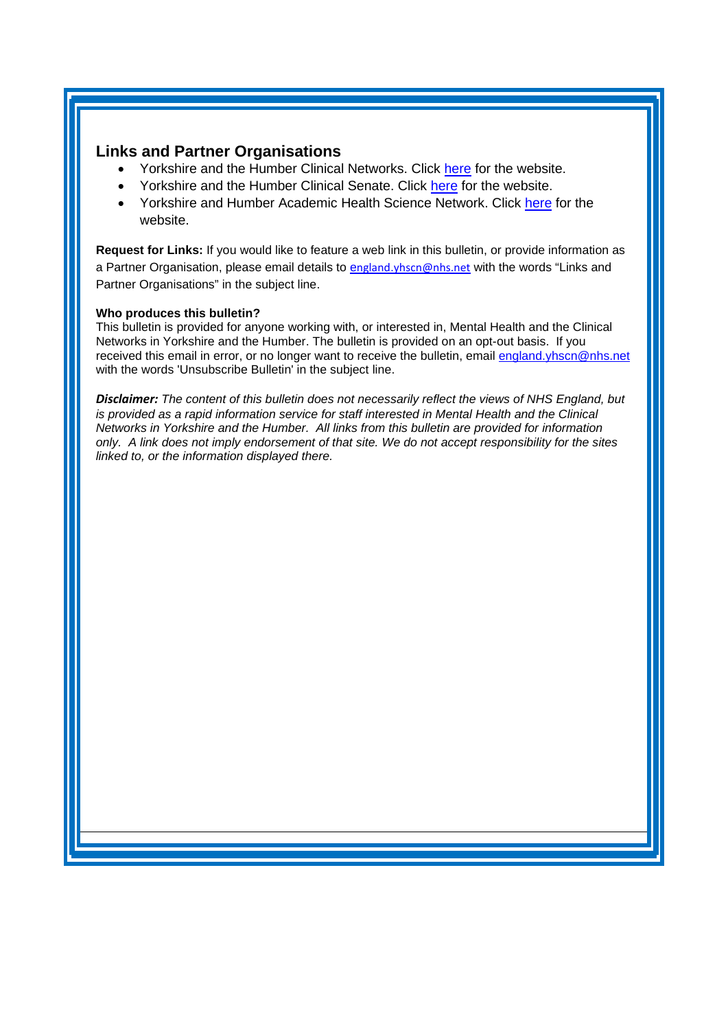## Links and Partner Organisations

- Yorkshire and the Humber Clinical Networks. Click here for the website.
- Yorkshire and the Humber Clinical Senate. Click here for the website.
- Yorkshire and Humber Academic Health Science Network. Click here for the website.

**Request for Links:** If you would like to feature a web link in this bulletin, or provide information as a Partner Organisation, please email details to england.yhscn@nhs.net with the words "Links and Partner Organisations" in the subject line.

**Who produces this bulletin?**
This bulletin is provided for anyone working with, or interested in, Mental Health and the Clinical Networks in Yorkshire and the Humber. The bulletin is provided on an opt-out basis. If you received this email in error, or no longer want to receive the bulletin, email england.yhscn@nhs.net with the words 'Unsubscribe Bulletin' in the subject line.

***Disclaimer:*** *The content of this bulletin does not necessarily reflect the views of NHS England, but is provided as a rapid information service for staff interested in Mental Health and the Clinical Networks in Yorkshire and the Humber. All links from this bulletin are provided for information only. A link does not imply endorsement of that site. We do not accept responsibility for the sites linked to, or the information displayed there.*